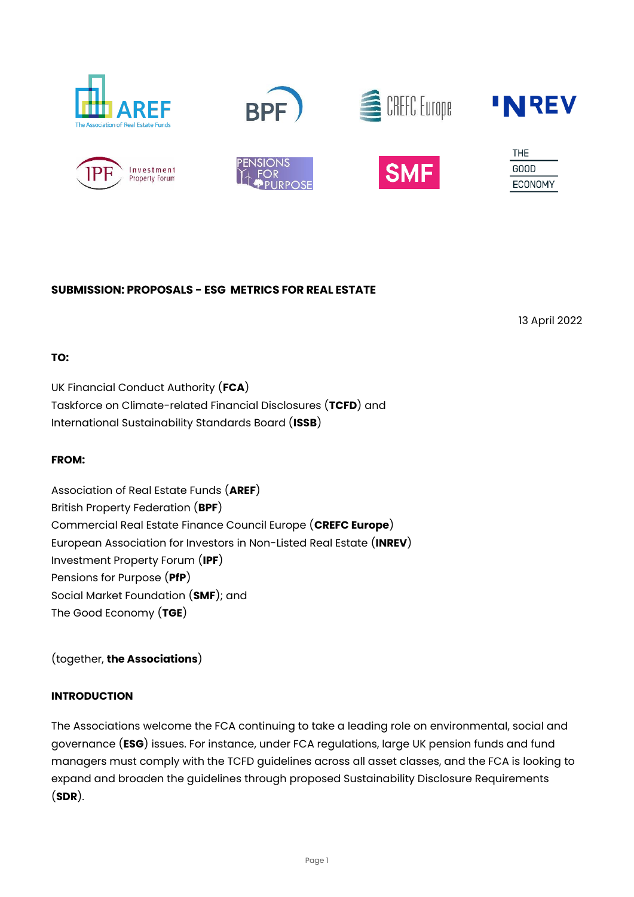**SUBMISSION: PROPOSALS - ESG METRICS FOR REAL ESTATE**

13 April 2022

**TO:**

UK Financial Conduct Authority (**FCA**)
Taskforce on Climate-related Financial Disclosures (**TCFD**) and
International Sustainability Standards Board (**ISSB**)

**FROM:**

Association of Real Estate Funds (**AREF**)
British Property Federation (**BPF**)
Commercial Real Estate Finance Council Europe (**CREFC Europe**)
European Association for Investors in Non-Listed Real Estate (**INREV**)
Investment Property Forum (**IPF**)
Pensions for Purpose (**PfP**)
Social Market Foundation (**SMF**); and
The Good Economy (**TGE**)

(together, **the Associations**)

**INTRODUCTION**

The Associations welcome the FCA continuing to take a leading role on environmental, social and governance (**ESG**) issues. For instance, under FCA regulations, large UK pension funds and fund managers must comply with the TCFD guidelines across all asset classes, and the FCA is looking to expand and broaden the guidelines through proposed Sustainability Disclosure Requirements (**SDR**).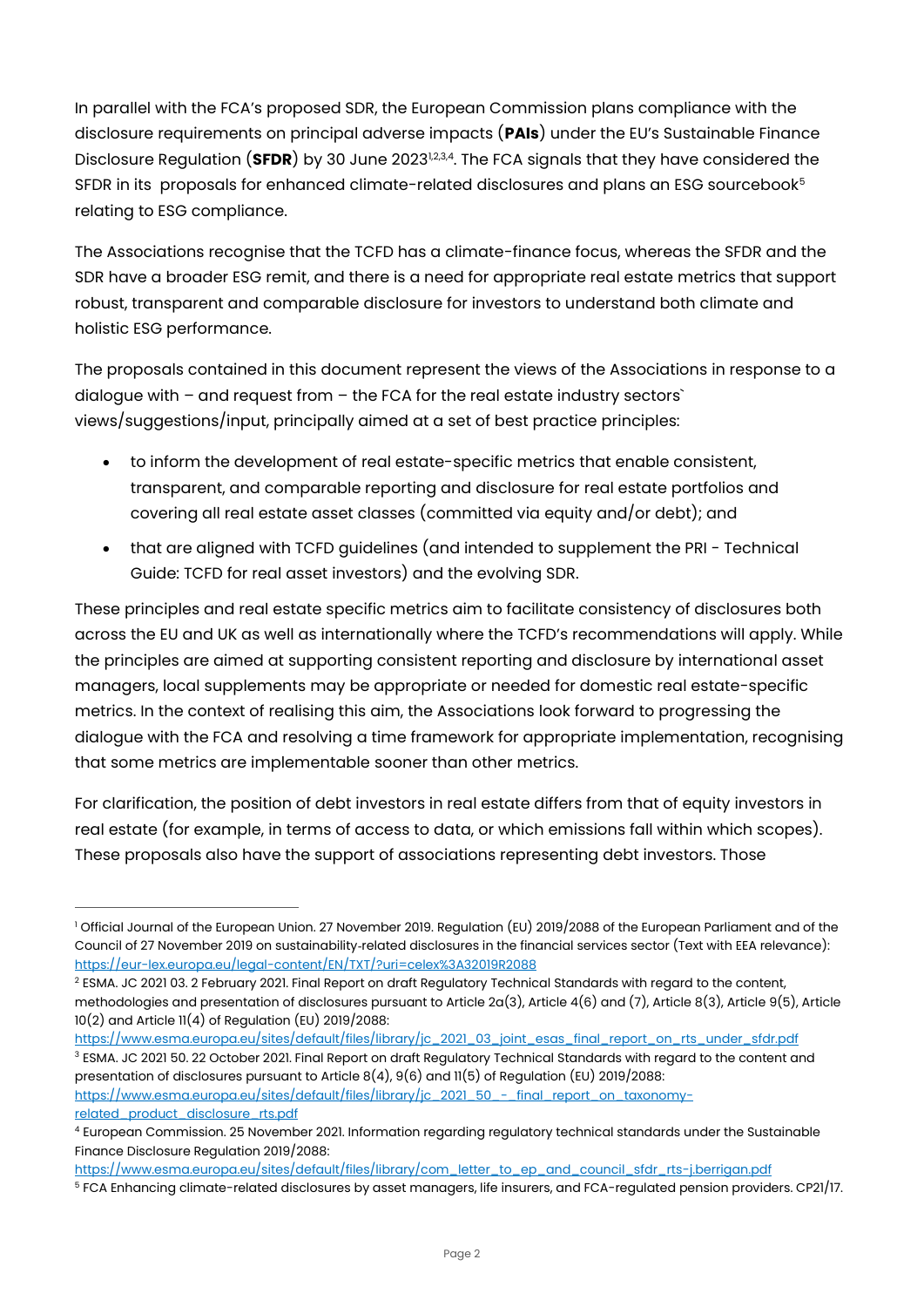In parallel with the FCA's proposed SDR, the European Commission plans compliance with the disclosure requirements on principal adverse impacts (**PAIs**) under the EU's Sustainable Finance Disclosure Regulation (**SFDR**) by 30 June 2023[1,2,3,4]. The FCA signals that they have considered the SFDR in its proposals for enhanced climate-related disclosures and plans an ESG sourcebook[5] relating to ESG compliance.

The Associations recognise that the TCFD has a climate-finance focus, whereas the SFDR and the SDR have a broader ESG remit, and there is a need for appropriate real estate metrics that support robust, transparent and comparable disclosure for investors to understand both climate and holistic ESG performance.

The proposals contained in this document represent the views of the Associations in response to a dialogue with – and request from – the FCA for the real estate industry sectors` views/suggestions/input, principally aimed at a set of best practice principles:

- to inform the development of real estate-specific metrics that enable consistent, transparent, and comparable reporting and disclosure for real estate portfolios and covering all real estate asset classes (committed via equity and/or debt); and
- that are aligned with TCFD guidelines (and intended to supplement the PRI - Technical Guide: TCFD for real asset investors) and the evolving SDR.

These principles and real estate specific metrics aim to facilitate consistency of disclosures both across the EU and UK as well as internationally where the TCFD's recommendations will apply. While the principles are aimed at supporting consistent reporting and disclosure by international asset managers, local supplements may be appropriate or needed for domestic real estate-specific metrics. In the context of realising this aim, the Associations look forward to progressing the dialogue with the FCA and resolving a time framework for appropriate implementation, recognising that some metrics are implementable sooner than other metrics.

For clarification, the position of debt investors in real estate differs from that of equity investors in real estate (for example, in terms of access to data, or which emissions fall within which scopes). These proposals also have the support of associations representing debt investors. Those

---

[1] Official Journal of the European Union. 27 November 2019. Regulation (EU) 2019/2088 of the European Parliament and of the Council of 27 November 2019 on sustainability-related disclosures in the financial services sector (Text with EEA relevance): https://eur-lex.europa.eu/legal-content/EN/TXT/?uri=celex%3A32019R2088

[2] ESMA. JC 2021 03. 2 February 2021. Final Report on draft Regulatory Technical Standards with regard to the content, methodologies and presentation of disclosures pursuant to Article 2a(3), Article 4(6) and (7), Article 8(3), Article 9(5), Article 10(2) and Article 11(4) of Regulation (EU) 2019/2088: https://www.esma.europa.eu/sites/default/files/library/jc_2021_03_joint_esas_final_report_on_rts_under_sfdr.pdf

[3] ESMA. JC 2021 50. 22 October 2021. Final Report on draft Regulatory Technical Standards with regard to the content and presentation of disclosures pursuant to Article 8(4), 9(6) and 11(5) of Regulation (EU) 2019/2088: https://www.esma.europa.eu/sites/default/files/library/jc_2021_50_-_final_report_on_taxonomy-related_product_disclosure_rts.pdf

[4] European Commission. 25 November 2021. Information regarding regulatory technical standards under the Sustainable Finance Disclosure Regulation 2019/2088: https://www.esma.europa.eu/sites/default/files/library/com_letter_to_ep_and_council_sfdr_rts-j.berrigan.pdf

[5] FCA Enhancing climate-related disclosures by asset managers, life insurers, and FCA-regulated pension providers. CP21/17.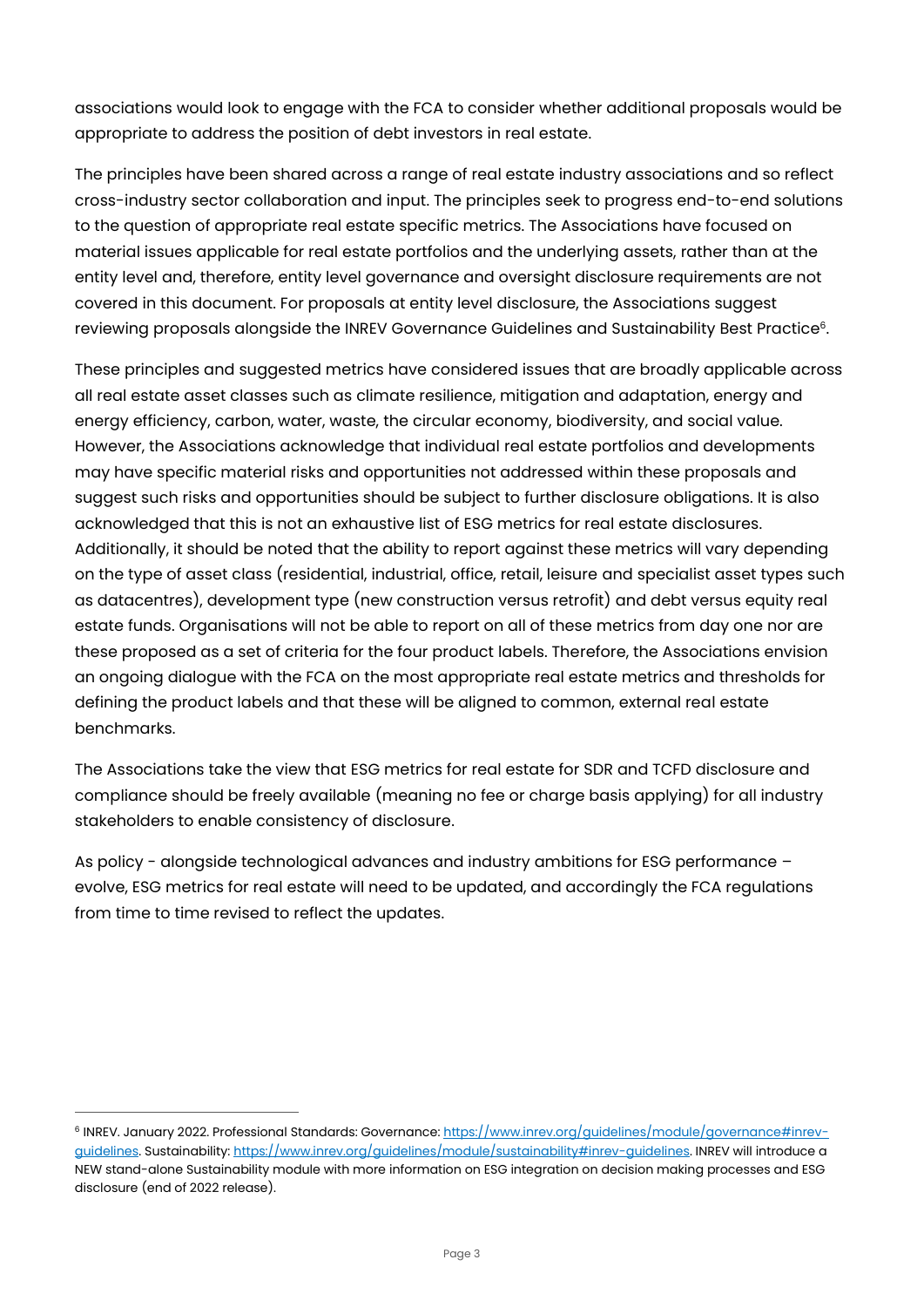associations would look to engage with the FCA to consider whether additional proposals would be appropriate to address the position of debt investors in real estate.

The principles have been shared across a range of real estate industry associations and so reflect cross-industry sector collaboration and input. The principles seek to progress end-to-end solutions to the question of appropriate real estate specific metrics. The Associations have focused on material issues applicable for real estate portfolios and the underlying assets, rather than at the entity level and, therefore, entity level governance and oversight disclosure requirements are not covered in this document. For proposals at entity level disclosure, the Associations suggest reviewing proposals alongside the INREV Governance Guidelines and Sustainability Best Practice[6].

These principles and suggested metrics have considered issues that are broadly applicable across all real estate asset classes such as climate resilience, mitigation and adaptation, energy and energy efficiency, carbon, water, waste, the circular economy, biodiversity, and social value. However, the Associations acknowledge that individual real estate portfolios and developments may have specific material risks and opportunities not addressed within these proposals and suggest such risks and opportunities should be subject to further disclosure obligations. It is also acknowledged that this is not an exhaustive list of ESG metrics for real estate disclosures. Additionally, it should be noted that the ability to report against these metrics will vary depending on the type of asset class (residential, industrial, office, retail, leisure and specialist asset types such as datacentres), development type (new construction versus retrofit) and debt versus equity real estate funds. Organisations will not be able to report on all of these metrics from day one nor are these proposed as a set of criteria for the four product labels. Therefore, the Associations envision an ongoing dialogue with the FCA on the most appropriate real estate metrics and thresholds for defining the product labels and that these will be aligned to common, external real estate benchmarks.

The Associations take the view that ESG metrics for real estate for SDR and TCFD disclosure and compliance should be freely available (meaning no fee or charge basis applying) for all industry stakeholders to enable consistency of disclosure.

As policy - alongside technological advances and industry ambitions for ESG performance – evolve, ESG metrics for real estate will need to be updated, and accordingly the FCA regulations from time to time revised to reflect the updates.

---

[6] INREV. January 2022. Professional Standards: Governance: https://www.inrev.org/guidelines/module/governance#inrev-guidelines. Sustainability: https://www.inrev.org/guidelines/module/sustainability#inrev-guidelines. INREV will introduce a NEW stand-alone Sustainability module with more information on ESG integration on decision making processes and ESG disclosure (end of 2022 release).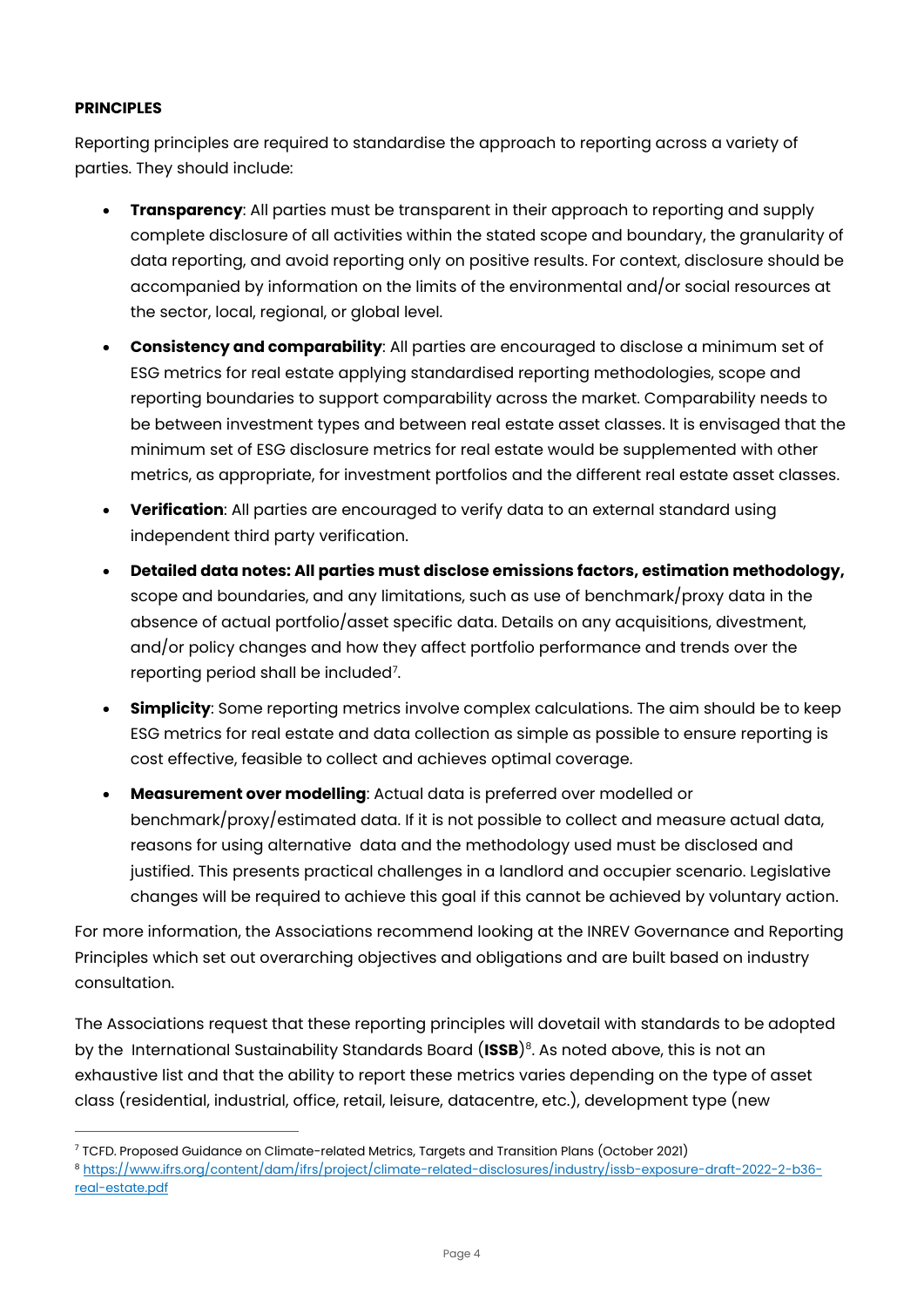**PRINCIPLES**

Reporting principles are required to standardise the approach to reporting across a variety of parties. They should include:

- **Transparency**: All parties must be transparent in their approach to reporting and supply complete disclosure of all activities within the stated scope and boundary, the granularity of data reporting, and avoid reporting only on positive results. For context, disclosure should be accompanied by information on the limits of the environmental and/or social resources at the sector, local, regional, or global level.
- **Consistency and comparability**: All parties are encouraged to disclose a minimum set of ESG metrics for real estate applying standardised reporting methodologies, scope and reporting boundaries to support comparability across the market. Comparability needs to be between investment types and between real estate asset classes. It is envisaged that the minimum set of ESG disclosure metrics for real estate would be supplemented with other metrics, as appropriate, for investment portfolios and the different real estate asset classes.
- **Verification**: All parties are encouraged to verify data to an external standard using independent third party verification.
- **Detailed data notes: All parties must disclose emissions factors, estimation methodology,** scope and boundaries, and any limitations, such as use of benchmark/proxy data in the absence of actual portfolio/asset specific data. Details on any acquisitions, divestment, and/or policy changes and how they affect portfolio performance and trends over the reporting period shall be included[7].
- **Simplicity**: Some reporting metrics involve complex calculations. The aim should be to keep ESG metrics for real estate and data collection as simple as possible to ensure reporting is cost effective, feasible to collect and achieves optimal coverage.
- **Measurement over modelling**: Actual data is preferred over modelled or benchmark/proxy/estimated data. If it is not possible to collect and measure actual data, reasons for using alternative data and the methodology used must be disclosed and justified. This presents practical challenges in a landlord and occupier scenario. Legislative changes will be required to achieve this goal if this cannot be achieved by voluntary action.

For more information, the Associations recommend looking at the INREV Governance and Reporting Principles which set out overarching objectives and obligations and are built based on industry consultation.

The Associations request that these reporting principles will dovetail with standards to be adopted by the International Sustainability Standards Board (**ISSB**)[8]. As noted above, this is not an exhaustive list and that the ability to report these metrics varies depending on the type of asset class (residential, industrial, office, retail, leisure, datacentre, etc.), development type (new

---

[7] TCFD. Proposed Guidance on Climate-related Metrics, Targets and Transition Plans (October 2021)

[8] https://www.ifrs.org/content/dam/ifrs/project/climate-related-disclosures/industry/issb-exposure-draft-2022-2-b36-real-estate.pdf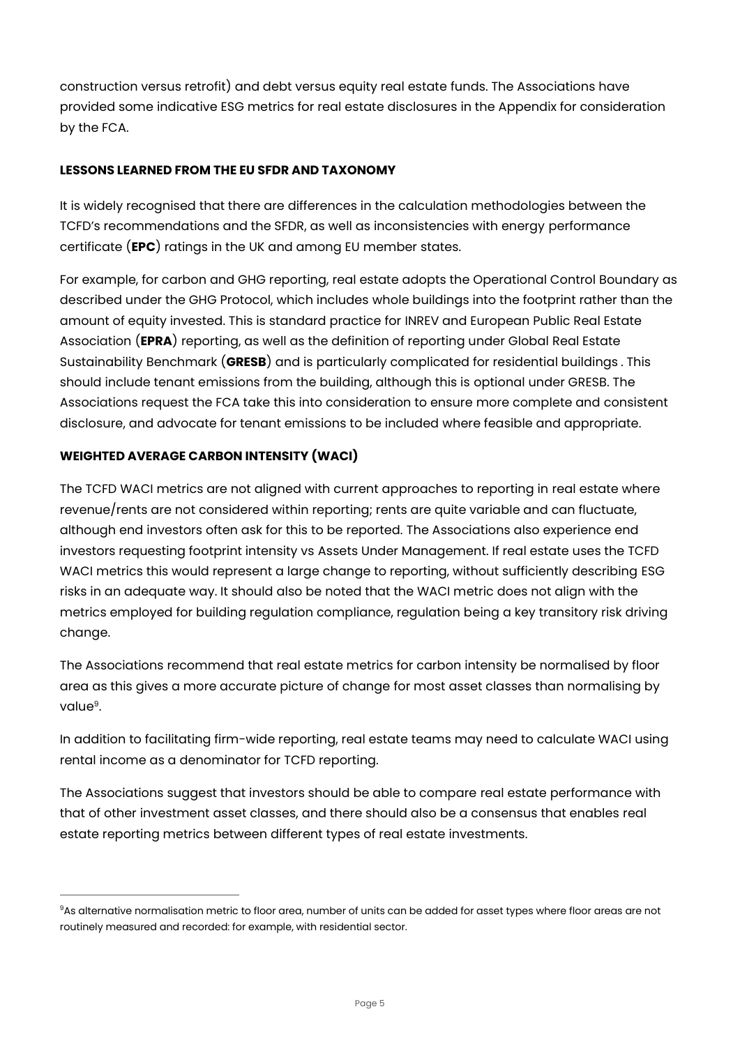construction versus retrofit) and debt versus equity real estate funds. The Associations have provided some indicative ESG metrics for real estate disclosures in the Appendix for consideration by the FCA.

## LESSONS LEARNED FROM THE EU SFDR AND TAXONOMY

It is widely recognised that there are differences in the calculation methodologies between the TCFD's recommendations and the SFDR, as well as inconsistencies with energy performance certificate (**EPC**) ratings in the UK and among EU member states.

For example, for carbon and GHG reporting, real estate adopts the Operational Control Boundary as described under the GHG Protocol, which includes whole buildings into the footprint rather than the amount of equity invested. This is standard practice for INREV and European Public Real Estate Association (**EPRA**) reporting, as well as the definition of reporting under Global Real Estate Sustainability Benchmark (**GRESB**) and is particularly complicated for residential buildings . This should include tenant emissions from the building, although this is optional under GRESB. The Associations request the FCA take this into consideration to ensure more complete and consistent disclosure, and advocate for tenant emissions to be included where feasible and appropriate.

## WEIGHTED AVERAGE CARBON INTENSITY (WACI)

The TCFD WACI metrics are not aligned with current approaches to reporting in real estate where revenue/rents are not considered within reporting; rents are quite variable and can fluctuate, although end investors often ask for this to be reported. The Associations also experience end investors requesting footprint intensity vs Assets Under Management. If real estate uses the TCFD WACI metrics this would represent a large change to reporting, without sufficiently describing ESG risks in an adequate way. It should also be noted that the WACI metric does not align with the metrics employed for building regulation compliance, regulation being a key transitory risk driving change.

The Associations recommend that real estate metrics for carbon intensity be normalised by floor area as this gives a more accurate picture of change for most asset classes than normalising by value[9].

In addition to facilitating firm-wide reporting, real estate teams may need to calculate WACI using rental income as a denominator for TCFD reporting.

The Associations suggest that investors should be able to compare real estate performance with that of other investment asset classes, and there should also be a consensus that enables real estate reporting metrics between different types of real estate investments.

---

[9]As alternative normalisation metric to floor area, number of units can be added for asset types where floor areas are not routinely measured and recorded: for example, with residential sector.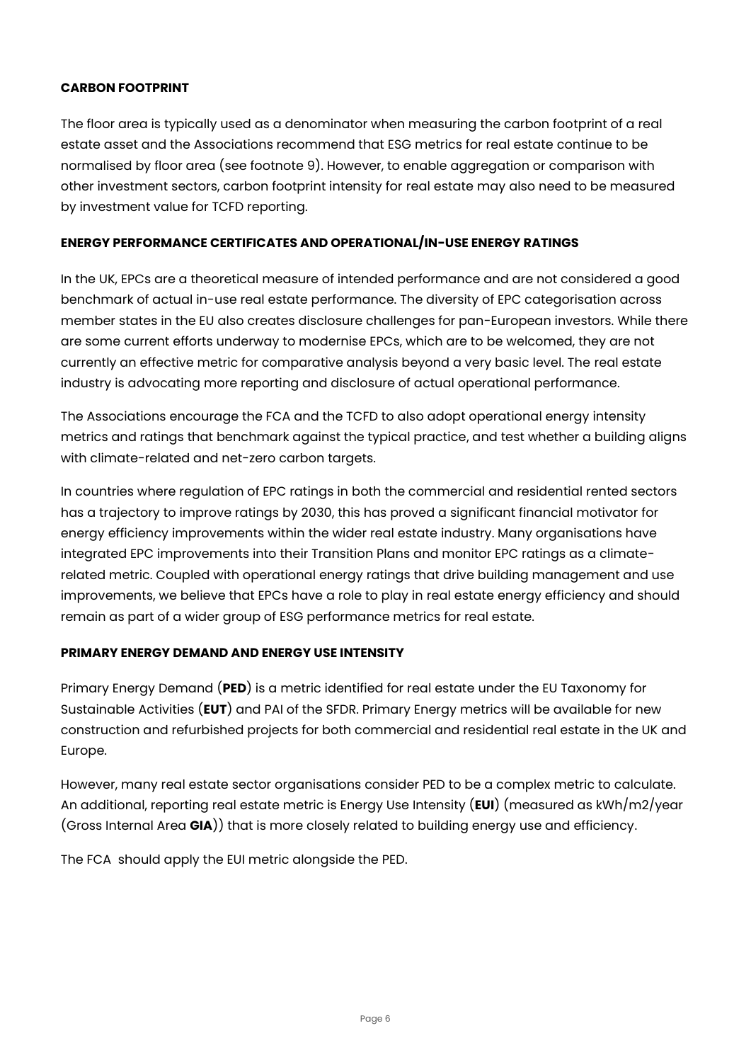**CARBON FOOTPRINT**

The floor area is typically used as a denominator when measuring the carbon footprint of a real estate asset and the Associations recommend that ESG metrics for real estate continue to be normalised by floor area (see footnote 9). However, to enable aggregation or comparison with other investment sectors, carbon footprint intensity for real estate may also need to be measured by investment value for TCFD reporting.

**ENERGY PERFORMANCE CERTIFICATES AND OPERATIONAL/IN-USE ENERGY RATINGS**

In the UK, EPCs are a theoretical measure of intended performance and are not considered a good benchmark of actual in-use real estate performance. The diversity of EPC categorisation across member states in the EU also creates disclosure challenges for pan-European investors. While there are some current efforts underway to modernise EPCs, which are to be welcomed, they are not currently an effective metric for comparative analysis beyond a very basic level. The real estate industry is advocating more reporting and disclosure of actual operational performance.

The Associations encourage the FCA and the TCFD to also adopt operational energy intensity metrics and ratings that benchmark against the typical practice, and test whether a building aligns with climate-related and net-zero carbon targets.

In countries where regulation of EPC ratings in both the commercial and residential rented sectors has a trajectory to improve ratings by 2030, this has proved a significant financial motivator for energy efficiency improvements within the wider real estate industry. Many organisations have integrated EPC improvements into their Transition Plans and monitor EPC ratings as a climate-related metric. Coupled with operational energy ratings that drive building management and use improvements, we believe that EPCs have a role to play in real estate energy efficiency and should remain as part of a wider group of ESG performance metrics for real estate.

**PRIMARY ENERGY DEMAND AND ENERGY USE INTENSITY**

Primary Energy Demand (**PED**) is a metric identified for real estate under the EU Taxonomy for Sustainable Activities (**EUT**) and PAI of the SFDR. Primary Energy metrics will be available for new construction and refurbished projects for both commercial and residential real estate in the UK and Europe.

However, many real estate sector organisations consider PED to be a complex metric to calculate. An additional, reporting real estate metric is Energy Use Intensity (**EUI**) (measured as kWh/m2/year (Gross Internal Area **GIA**)) that is more closely related to building energy use and efficiency.

The FCA should apply the EUI metric alongside the PED.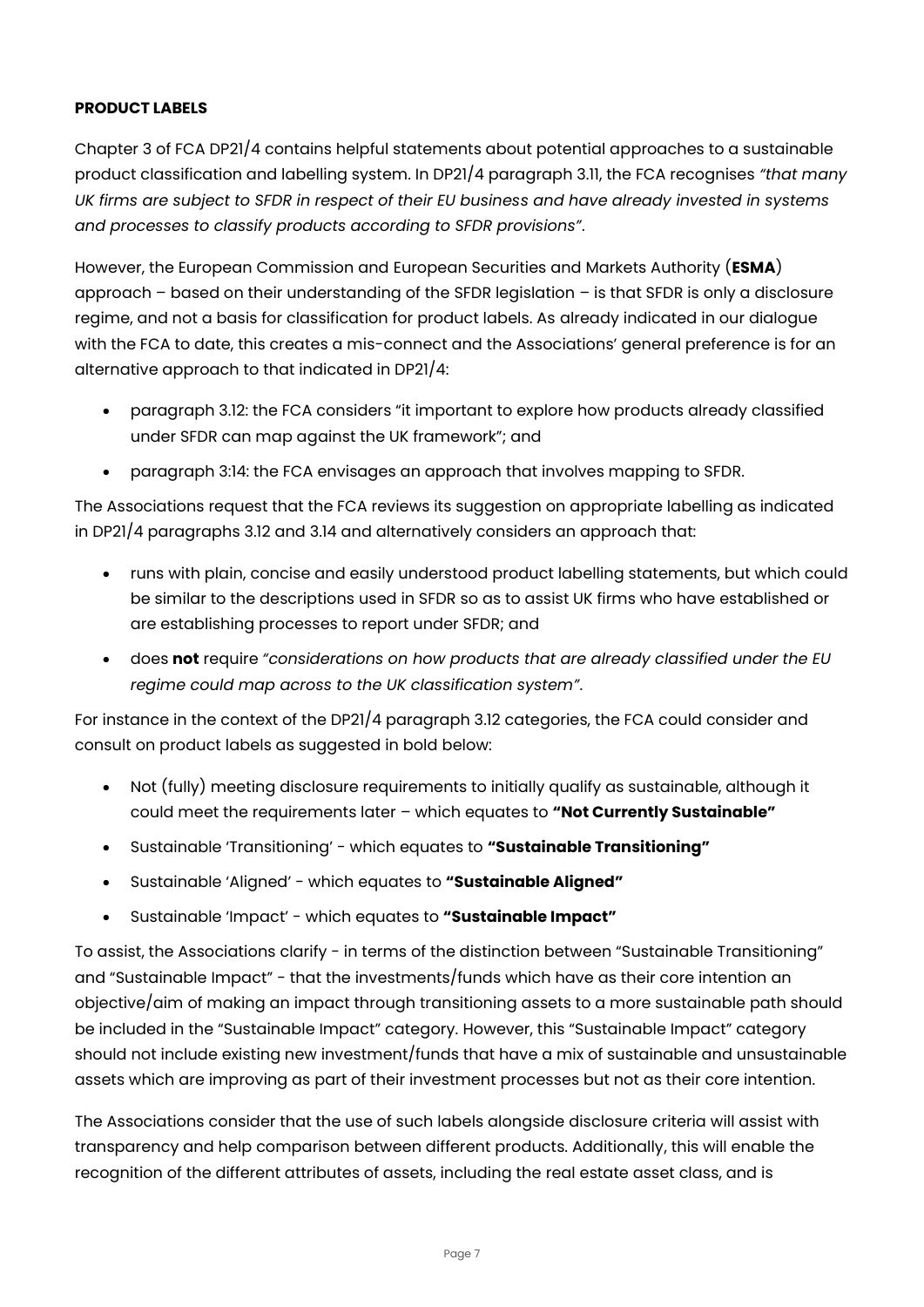**PRODUCT LABELS**

Chapter 3 of FCA DP21/4 contains helpful statements about potential approaches to a sustainable product classification and labelling system. In DP21/4 paragraph 3.11, the FCA recognises *"that many UK firms are subject to SFDR in respect of their EU business and have already invested in systems and processes to classify products according to SFDR provisions"*.

However, the European Commission and European Securities and Markets Authority (**ESMA**) approach – based on their understanding of the SFDR legislation – is that SFDR is only a disclosure regime, and not a basis for classification for product labels. As already indicated in our dialogue with the FCA to date, this creates a mis-connect and the Associations' general preference is for an alternative approach to that indicated in DP21/4:

- paragraph 3.12: the FCA considers "it important to explore how products already classified under SFDR can map against the UK framework"; and
- paragraph 3:14: the FCA envisages an approach that involves mapping to SFDR.

The Associations request that the FCA reviews its suggestion on appropriate labelling as indicated in DP21/4 paragraphs 3.12 and 3.14 and alternatively considers an approach that:

- runs with plain, concise and easily understood product labelling statements, but which could be similar to the descriptions used in SFDR so as to assist UK firms who have established or are establishing processes to report under SFDR; and
- does **not** require *"considerations on how products that are already classified under the EU regime could map across to the UK classification system"*.

For instance in the context of the DP21/4 paragraph 3.12 categories, the FCA could consider and consult on product labels as suggested in bold below:

- Not (fully) meeting disclosure requirements to initially qualify as sustainable, although it could meet the requirements later – which equates to **"Not Currently Sustainable"**
- Sustainable 'Transitioning' - which equates to **"Sustainable Transitioning"**
- Sustainable 'Aligned' - which equates to **"Sustainable Aligned"**
- Sustainable 'Impact' - which equates to **"Sustainable Impact"**

To assist, the Associations clarify - in terms of the distinction between "Sustainable Transitioning" and "Sustainable Impact" - that the investments/funds which have as their core intention an objective/aim of making an impact through transitioning assets to a more sustainable path should be included in the "Sustainable Impact" category. However, this "Sustainable Impact" category should not include existing new investment/funds that have a mix of sustainable and unsustainable assets which are improving as part of their investment processes but not as their core intention.

The Associations consider that the use of such labels alongside disclosure criteria will assist with transparency and help comparison between different products. Additionally, this will enable the recognition of the different attributes of assets, including the real estate asset class, and is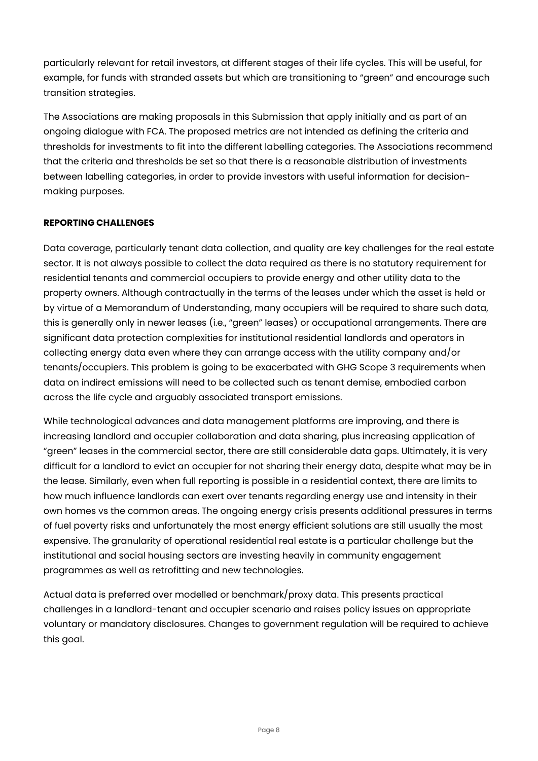particularly relevant for retail investors, at different stages of their life cycles. This will be useful, for example, for funds with stranded assets but which are transitioning to "green" and encourage such transition strategies.

The Associations are making proposals in this Submission that apply initially and as part of an ongoing dialogue with FCA. The proposed metrics are not intended as defining the criteria and thresholds for investments to fit into the different labelling categories. The Associations recommend that the criteria and thresholds be set so that there is a reasonable distribution of investments between labelling categories, in order to provide investors with useful information for decision-making purposes.

**REPORTING CHALLENGES**

Data coverage, particularly tenant data collection, and quality are key challenges for the real estate sector. It is not always possible to collect the data required as there is no statutory requirement for residential tenants and commercial occupiers to provide energy and other utility data to the property owners. Although contractually in the terms of the leases under which the asset is held or by virtue of a Memorandum of Understanding, many occupiers will be required to share such data, this is generally only in newer leases (i.e., "green" leases) or occupational arrangements. There are significant data protection complexities for institutional residential landlords and operators in collecting energy data even where they can arrange access with the utility company and/or tenants/occupiers. This problem is going to be exacerbated with GHG Scope 3 requirements when data on indirect emissions will need to be collected such as tenant demise, embodied carbon across the life cycle and arguably associated transport emissions.

While technological advances and data management platforms are improving, and there is increasing landlord and occupier collaboration and data sharing, plus increasing application of "green" leases in the commercial sector, there are still considerable data gaps. Ultimately, it is very difficult for a landlord to evict an occupier for not sharing their energy data, despite what may be in the lease. Similarly, even when full reporting is possible in a residential context, there are limits to how much influence landlords can exert over tenants regarding energy use and intensity in their own homes vs the common areas. The ongoing energy crisis presents additional pressures in terms of fuel poverty risks and unfortunately the most energy efficient solutions are still usually the most expensive. The granularity of operational residential real estate is a particular challenge but the institutional and social housing sectors are investing heavily in community engagement programmes as well as retrofitting and new technologies.

Actual data is preferred over modelled or benchmark/proxy data. This presents practical challenges in a landlord-tenant and occupier scenario and raises policy issues on appropriate voluntary or mandatory disclosures. Changes to government regulation will be required to achieve this goal.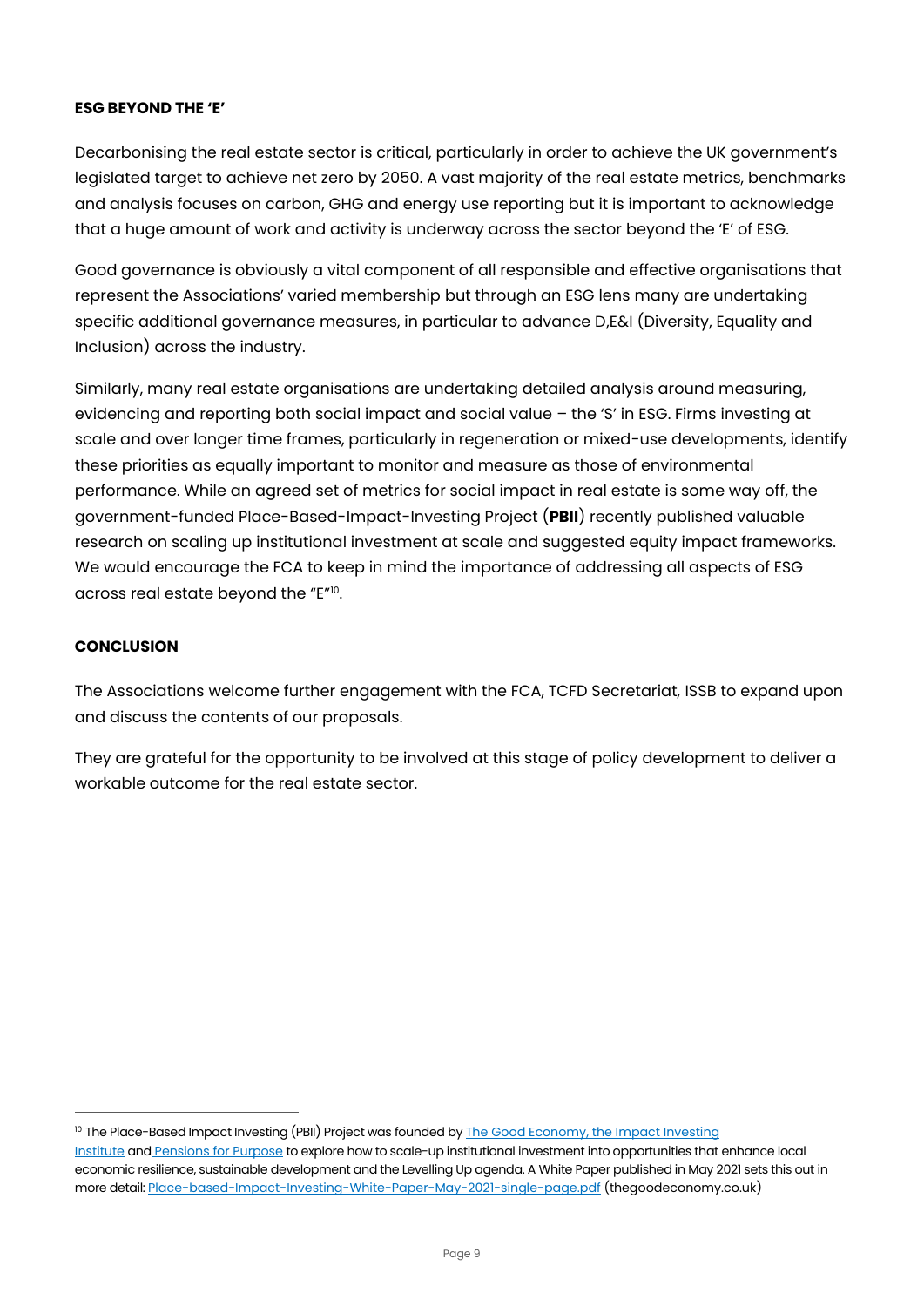**ESG BEYOND THE 'E'**

Decarbonising the real estate sector is critical, particularly in order to achieve the UK government's legislated target to achieve net zero by 2050. A vast majority of the real estate metrics, benchmarks and analysis focuses on carbon, GHG and energy use reporting but it is important to acknowledge that a huge amount of work and activity is underway across the sector beyond the 'E' of ESG.

Good governance is obviously a vital component of all responsible and effective organisations that represent the Associations' varied membership but through an ESG lens many are undertaking specific additional governance measures, in particular to advance D,E&I (Diversity, Equality and Inclusion) across the industry.

Similarly, many real estate organisations are undertaking detailed analysis around measuring, evidencing and reporting both social impact and social value – the 'S' in ESG. Firms investing at scale and over longer time frames, particularly in regeneration or mixed-use developments, identify these priorities as equally important to monitor and measure as those of environmental performance. While an agreed set of metrics for social impact in real estate is some way off, the government-funded Place-Based-Impact-Investing Project (**PBII**) recently published valuable research on scaling up institutional investment at scale and suggested equity impact frameworks. We would encourage the FCA to keep in mind the importance of addressing all aspects of ESG across real estate beyond the "E"[10].

**CONCLUSION**

The Associations welcome further engagement with the FCA, TCFD Secretariat, ISSB to expand upon and discuss the contents of our proposals.

They are grateful for the opportunity to be involved at this stage of policy development to deliver a workable outcome for the real estate sector.

---

[10] The Place-Based Impact Investing (PBII) Project was founded by The Good Economy, the Impact Investing Institute and Pensions for Purpose to explore how to scale-up institutional investment into opportunities that enhance local economic resilience, sustainable development and the Levelling Up agenda. A White Paper published in May 2021 sets this out in more detail: Place-based-Impact-Investing-White-Paper-May-2021-single-page.pdf (thegoodeconomy.co.uk)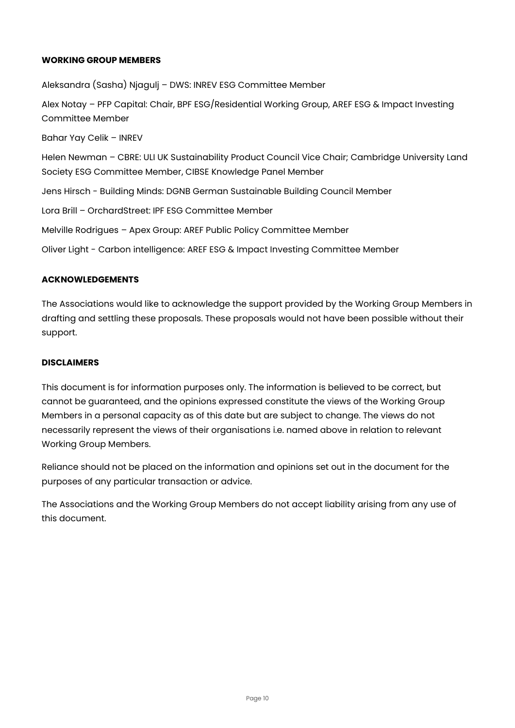**WORKING GROUP MEMBERS**

Aleksandra (Sasha) Njagulj – DWS: INREV ESG Committee Member

Alex Notay – PFP Capital: Chair, BPF ESG/Residential Working Group, AREF ESG & Impact Investing Committee Member

Bahar Yay Celik – INREV

Helen Newman – CBRE: ULI UK Sustainability Product Council Vice Chair; Cambridge University Land Society ESG Committee Member, CIBSE Knowledge Panel Member

Jens Hirsch - Building Minds: DGNB German Sustainable Building Council Member

Lora Brill – OrchardStreet: IPF ESG Committee Member

Melville Rodrigues – Apex Group: AREF Public Policy Committee Member

Oliver Light - Carbon intelligence: AREF ESG & Impact Investing Committee Member

**ACKNOWLEDGEMENTS**

The Associations would like to acknowledge the support provided by the Working Group Members in drafting and settling these proposals. These proposals would not have been possible without their support.

**DISCLAIMERS**

This document is for information purposes only. The information is believed to be correct, but cannot be guaranteed, and the opinions expressed constitute the views of the Working Group Members in a personal capacity as of this date but are subject to change. The views do not necessarily represent the views of their organisations i.e. named above in relation to relevant Working Group Members.

Reliance should not be placed on the information and opinions set out in the document for the purposes of any particular transaction or advice.

The Associations and the Working Group Members do not accept liability arising from any use of this document.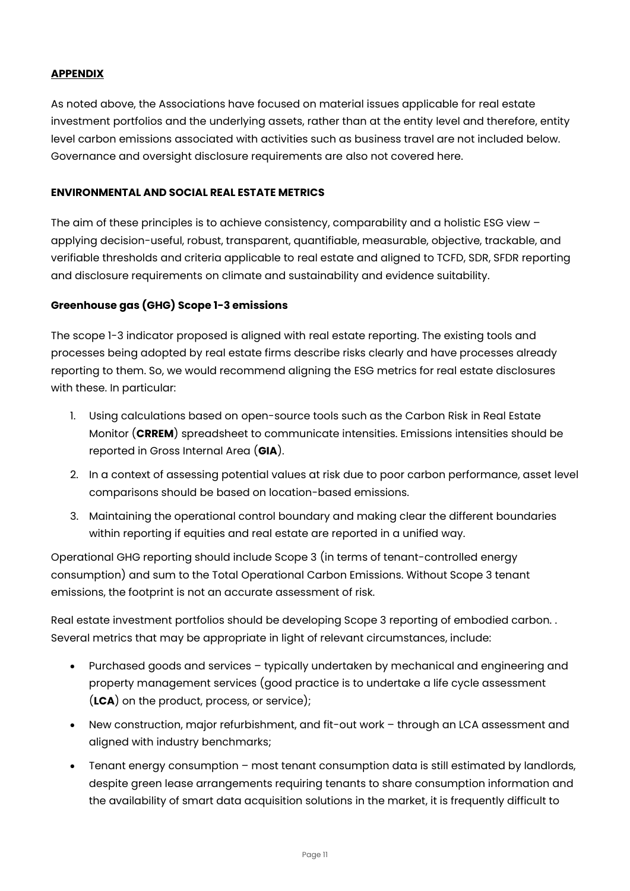**APPENDIX**

As noted above, the Associations have focused on material issues applicable for real estate investment portfolios and the underlying assets, rather than at the entity level and therefore, entity level carbon emissions associated with activities such as business travel are not included below. Governance and oversight disclosure requirements are also not covered here.

**ENVIRONMENTAL AND SOCIAL REAL ESTATE METRICS**

The aim of these principles is to achieve consistency, comparability and a holistic ESG view – applying decision-useful, robust, transparent, quantifiable, measurable, objective, trackable, and verifiable thresholds and criteria applicable to real estate and aligned to TCFD, SDR, SFDR reporting and disclosure requirements on climate and sustainability and evidence suitability.

**Greenhouse gas (GHG) Scope 1-3 emissions**

The scope 1-3 indicator proposed is aligned with real estate reporting. The existing tools and processes being adopted by real estate firms describe risks clearly and have processes already reporting to them. So, we would recommend aligning the ESG metrics for real estate disclosures with these. In particular:

1. Using calculations based on open-source tools such as the Carbon Risk in Real Estate Monitor (**CRREM**) spreadsheet to communicate intensities. Emissions intensities should be reported in Gross Internal Area (**GIA**).
2. In a context of assessing potential values at risk due to poor carbon performance, asset level comparisons should be based on location-based emissions.
3. Maintaining the operational control boundary and making clear the different boundaries within reporting if equities and real estate are reported in a unified way.

Operational GHG reporting should include Scope 3 (in terms of tenant-controlled energy consumption) and sum to the Total Operational Carbon Emissions. Without Scope 3 tenant emissions, the footprint is not an accurate assessment of risk.

Real estate investment portfolios should be developing Scope 3 reporting of embodied carbon. . Several metrics that may be appropriate in light of relevant circumstances, include:

- Purchased goods and services – typically undertaken by mechanical and engineering and property management services (good practice is to undertake a life cycle assessment (**LCA**) on the product, process, or service);
- New construction, major refurbishment, and fit-out work – through an LCA assessment and aligned with industry benchmarks;
- Tenant energy consumption – most tenant consumption data is still estimated by landlords, despite green lease arrangements requiring tenants to share consumption information and the availability of smart data acquisition solutions in the market, it is frequently difficult to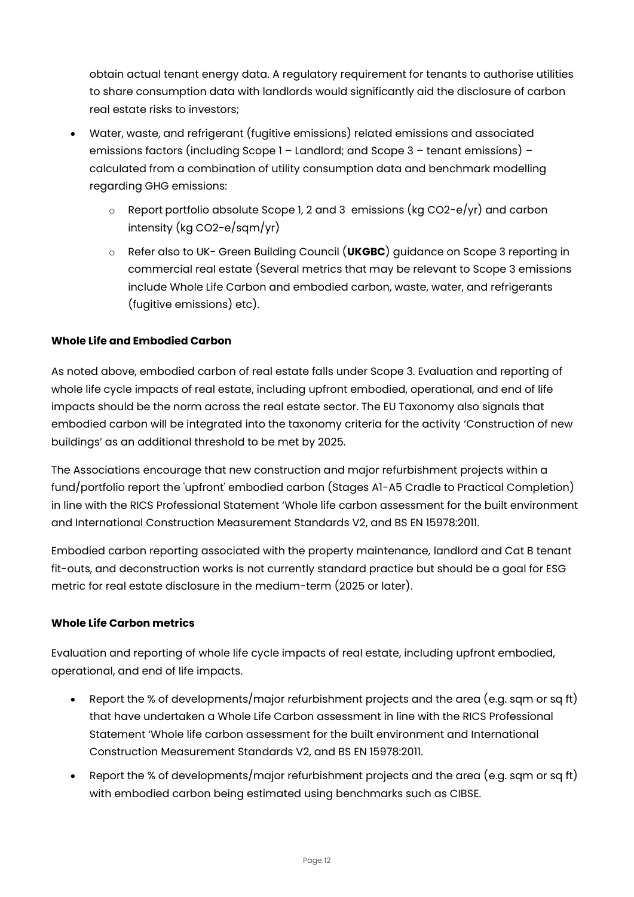obtain actual tenant energy data. A regulatory requirement for tenants to authorise utilities to share consumption data with landlords would significantly aid the disclosure of carbon real estate risks to investors;

- Water, waste, and refrigerant (fugitive emissions) related emissions and associated emissions factors (including Scope 1 – Landlord; and Scope 3 – tenant emissions) – calculated from a combination of utility consumption data and benchmark modelling regarding GHG emissions:
    - Report portfolio absolute Scope 1, 2 and 3 emissions (kg $CO_2$-e/yr) and carbon intensity (kg $CO_2$-e/sqm/yr)
    - Refer also to UK- Green Building Council (**UKGBC**) guidance on Scope 3 reporting in commercial real estate (Several metrics that may be relevant to Scope 3 emissions include Whole Life Carbon and embodied carbon, waste, water, and refrigerants (fugitive emissions) etc).

**Whole Life and Embodied Carbon**

As noted above, embodied carbon of real estate falls under Scope 3. Evaluation and reporting of whole life cycle impacts of real estate, including upfront embodied, operational, and end of life impacts should be the norm across the real estate sector. The EU Taxonomy also signals that embodied carbon will be integrated into the taxonomy criteria for the activity 'Construction of new buildings' as an additional threshold to be met by 2025.

The Associations encourage that new construction and major refurbishment projects within a fund/portfolio report the 'upfront' embodied carbon (Stages A1-A5 Cradle to Practical Completion) in line with the RICS Professional Statement 'Whole life carbon assessment for the built environment and International Construction Measurement Standards V2, and BS EN 15978:2011.

Embodied carbon reporting associated with the property maintenance, landlord and Cat B tenant fit-outs, and deconstruction works is not currently standard practice but should be a goal for ESG metric for real estate disclosure in the medium-term (2025 or later).

**Whole Life Carbon metrics**

Evaluation and reporting of whole life cycle impacts of real estate, including upfront embodied, operational, and end of life impacts.

- Report the % of developments/major refurbishment projects and the area (e.g. sqm or sq ft) that have undertaken a Whole Life Carbon assessment in line with the RICS Professional Statement 'Whole life carbon assessment for the built environment and International Construction Measurement Standards V2, and BS EN 15978:2011.
- Report the % of developments/major refurbishment projects and the area (e.g. sqm or sq ft) with embodied carbon being estimated using benchmarks such as CIBSE.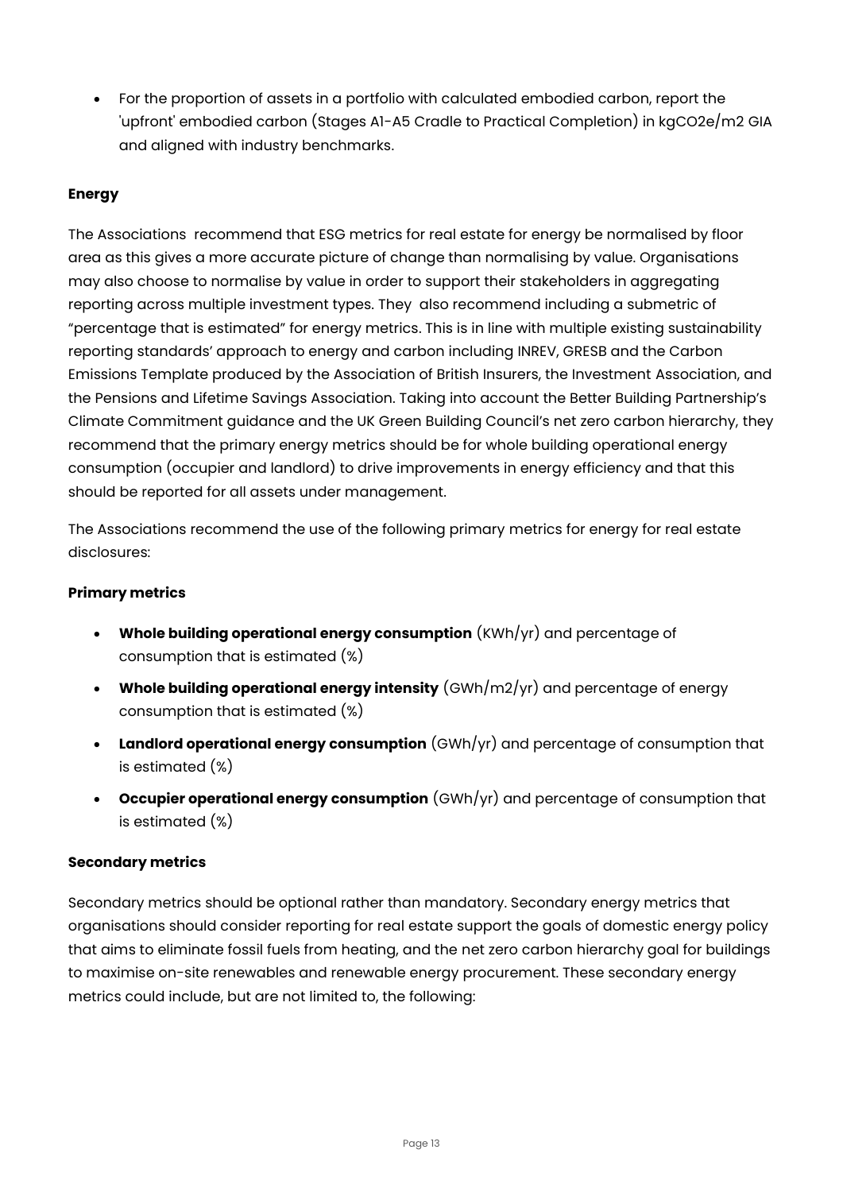- For the proportion of assets in a portfolio with calculated embodied carbon, report the 'upfront' embodied carbon (Stages A1-A5 Cradle to Practical Completion) in $kgCO_2e/m^2$ GIA and aligned with industry benchmarks.

**Energy**

The Associations recommend that ESG metrics for real estate for energy be normalised by floor area as this gives a more accurate picture of change than normalising by value. Organisations may also choose to normalise by value in order to support their stakeholders in aggregating reporting across multiple investment types. They also recommend including a submetric of "percentage that is estimated" for energy metrics. This is in line with multiple existing sustainability reporting standards' approach to energy and carbon including INREV, GRESB and the Carbon Emissions Template produced by the Association of British Insurers, the Investment Association, and the Pensions and Lifetime Savings Association. Taking into account the Better Building Partnership's Climate Commitment guidance and the UK Green Building Council's net zero carbon hierarchy, they recommend that the primary energy metrics should be for whole building operational energy consumption (occupier and landlord) to drive improvements in energy efficiency and that this should be reported for all assets under management.

The Associations recommend the use of the following primary metrics for energy for real estate disclosures:

**Primary metrics**

- **Whole building operational energy consumption** (KWh/yr) and percentage of consumption that is estimated (%)
- **Whole building operational energy intensity** ($GWh/m^2/yr$) and percentage of energy consumption that is estimated (%)
- **Landlord operational energy consumption** (GWh/yr) and percentage of consumption that is estimated (%)
- **Occupier operational energy consumption** (GWh/yr) and percentage of consumption that is estimated (%)

**Secondary metrics**

Secondary metrics should be optional rather than mandatory. Secondary energy metrics that organisations should consider reporting for real estate support the goals of domestic energy policy that aims to eliminate fossil fuels from heating, and the net zero carbon hierarchy goal for buildings to maximise on-site renewables and renewable energy procurement. These secondary energy metrics could include, but are not limited to, the following: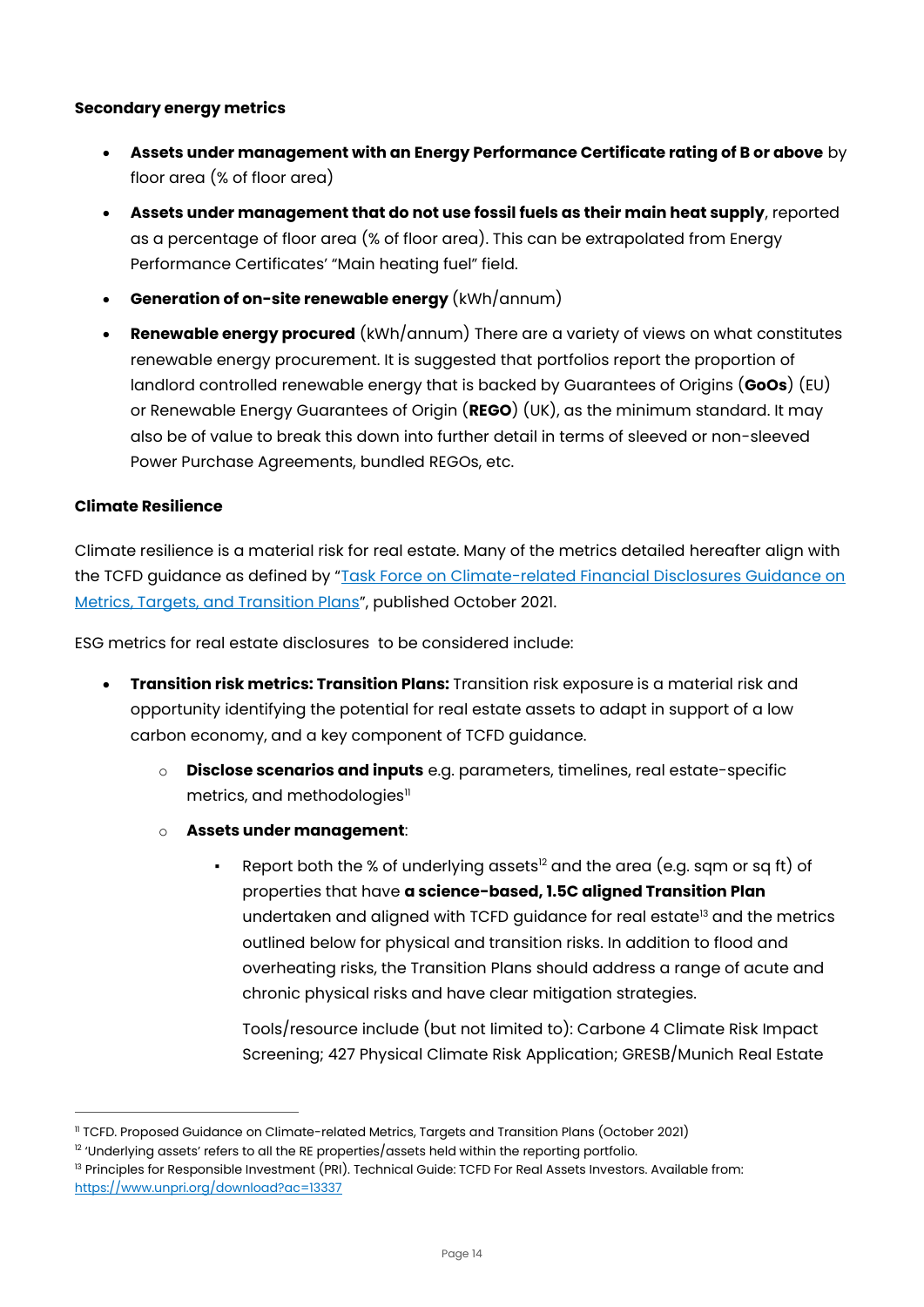**Secondary energy metrics**

- **Assets under management with an Energy Performance Certificate rating of B or above** by floor area (% of floor area)
- **Assets under management that do not use fossil fuels as their main heat supply**, reported as a percentage of floor area (% of floor area). This can be extrapolated from Energy Performance Certificates' "Main heating fuel" field.
- **Generation of on-site renewable energy** (kWh/annum)
- **Renewable energy procured** (kWh/annum) There are a variety of views on what constitutes renewable energy procurement. It is suggested that portfolios report the proportion of landlord controlled renewable energy that is backed by Guarantees of Origins (**GoOs**) (EU) or Renewable Energy Guarantees of Origin (**REGO**) (UK), as the minimum standard. It may also be of value to break this down into further detail in terms of sleeved or non-sleeved Power Purchase Agreements, bundled REGOs, etc.

**Climate Resilience**

Climate resilience is a material risk for real estate. Many of the metrics detailed hereafter align with the TCFD guidance as defined by "[Task Force on Climate-related Financial Disclosures Guidance on Metrics, Targets, and Transition Plans]", published October 2021.

ESG metrics for real estate disclosures to be considered include:

- **Transition risk metrics: Transition Plans:** Transition risk exposure is a material risk and opportunity identifying the potential for real estate assets to adapt in support of a low carbon economy, and a key component of TCFD guidance.
  - **Disclose scenarios and inputs** e.g. parameters, timelines, real estate-specific metrics, and methodologies[11]
  - **Assets under management**:
    - Report both the % of underlying assets[12] and the area (e.g. sqm or sq ft) of properties that have **a science-based, 1.5C aligned Transition Plan** undertaken and aligned with TCFD guidance for real estate[13] and the metrics outlined below for physical and transition risks. In addition to flood and overheating risks, the Transition Plans should address a range of acute and chronic physical risks and have clear mitigation strategies.

      Tools/resource include (but not limited to): Carbone 4 Climate Risk Impact Screening; 427 Physical Climate Risk Application; GRESB/Munich Real Estate

---

[11] TCFD. Proposed Guidance on Climate-related Metrics, Targets and Transition Plans (October 2021)

[12] 'Underlying assets' refers to all the RE properties/assets held within the reporting portfolio.

[13] Principles for Responsible Investment (PRI). Technical Guide: TCFD For Real Assets Investors. Available from: https://www.unpri.org/download?ac=13337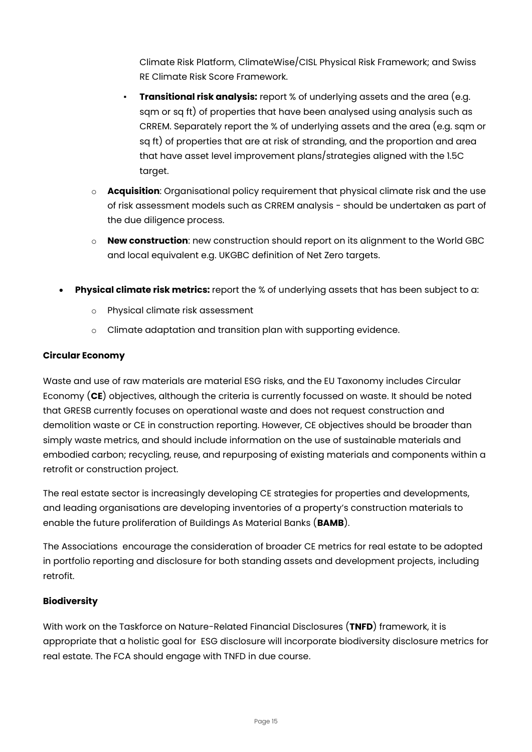Climate Risk Platform, ClimateWise/CISL Physical Risk Framework; and Swiss RE Climate Risk Score Framework.

        - **Transitional risk analysis:** report % of underlying assets and the area (e.g. sqm or sq ft) of properties that have been analysed using analysis such as CRREM. Separately report the % of underlying assets and the area (e.g. sqm or sq ft) of properties that are at risk of stranding, and the proportion and area that have asset level improvement plans/strategies aligned with the 1.5C target.
    - **Acquisition**: Organisational policy requirement that physical climate risk and the use of risk assessment models such as CRREM analysis - should be undertaken as part of the due diligence process.
    - **New construction**: new construction should report on its alignment to the World GBC and local equivalent e.g. UKGBC definition of Net Zero targets.

- **Physical climate risk metrics:** report the % of underlying assets that has been subject to a:
    - Physical climate risk assessment
    - Climate adaptation and transition plan with supporting evidence.

**Circular Economy**

Waste and use of raw materials are material ESG risks, and the EU Taxonomy includes Circular Economy (**CE**) objectives, although the criteria is currently focussed on waste. It should be noted that GRESB currently focuses on operational waste and does not request construction and demolition waste or CE in construction reporting. However, CE objectives should be broader than simply waste metrics, and should include information on the use of sustainable materials and embodied carbon; recycling, reuse, and repurposing of existing materials and components within a retrofit or construction project.

The real estate sector is increasingly developing CE strategies for properties and developments, and leading organisations are developing inventories of a property's construction materials to enable the future proliferation of Buildings As Material Banks (**BAMB**).

The Associations encourage the consideration of broader CE metrics for real estate to be adopted in portfolio reporting and disclosure for both standing assets and development projects, including retrofit.

**Biodiversity**

With work on the Taskforce on Nature-Related Financial Disclosures (**TNFD**) framework, it is appropriate that a holistic goal for ESG disclosure will incorporate biodiversity disclosure metrics for real estate. The FCA should engage with TNFD in due course.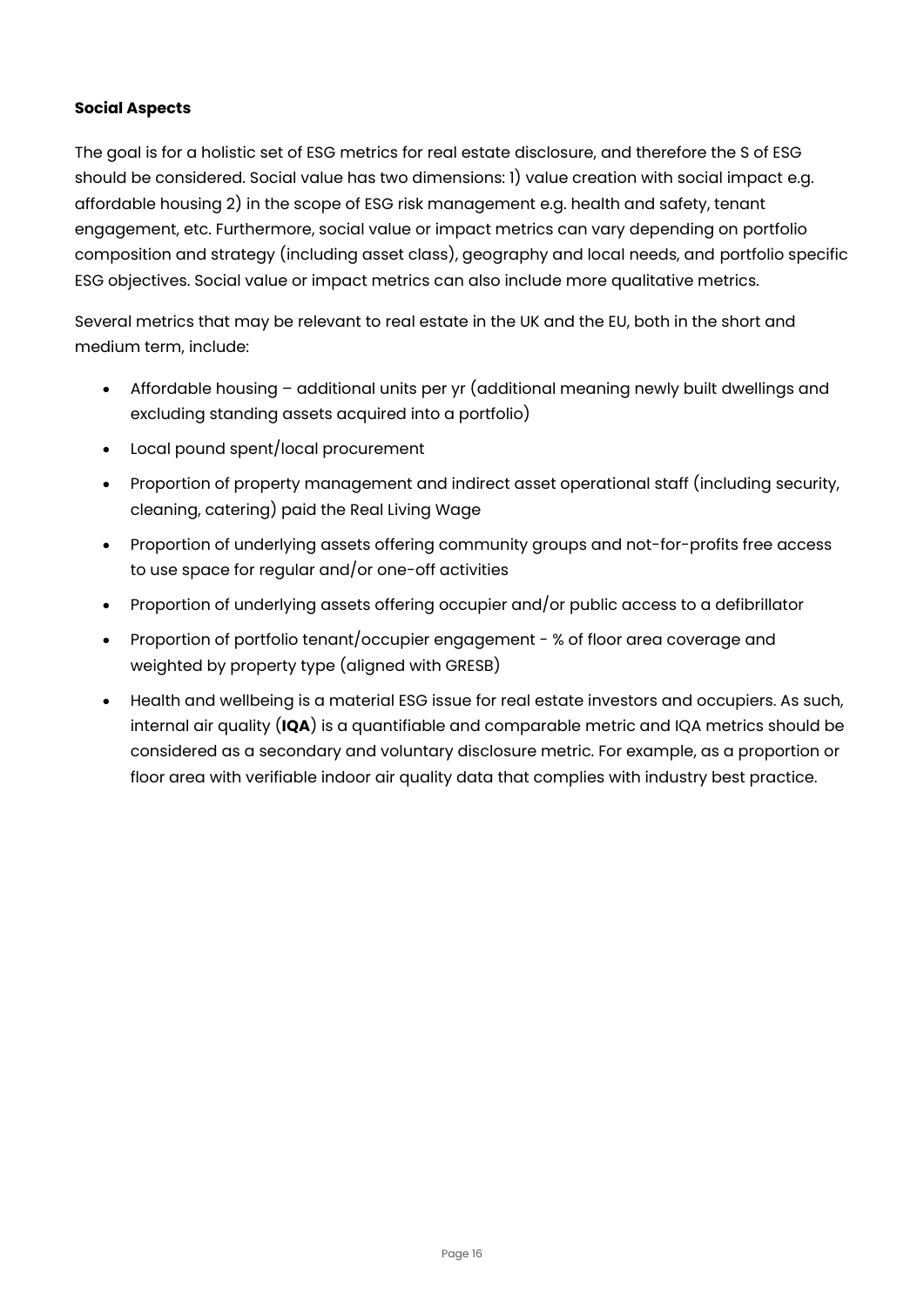**Social Aspects**

The goal is for a holistic set of ESG metrics for real estate disclosure, and therefore the S of ESG should be considered. Social value has two dimensions: 1) value creation with social impact e.g. affordable housing 2) in the scope of ESG risk management e.g. health and safety, tenant engagement, etc. Furthermore, social value or impact metrics can vary depending on portfolio composition and strategy (including asset class), geography and local needs, and portfolio specific ESG objectives. Social value or impact metrics can also include more qualitative metrics.

Several metrics that may be relevant to real estate in the UK and the EU, both in the short and medium term, include:

- Affordable housing – additional units per yr (additional meaning newly built dwellings and excluding standing assets acquired into a portfolio)
- Local pound spent/local procurement
- Proportion of property management and indirect asset operational staff (including security, cleaning, catering) paid the Real Living Wage
- Proportion of underlying assets offering community groups and not-for-profits free access to use space for regular and/or one-off activities
- Proportion of underlying assets offering occupier and/or public access to a defibrillator
- Proportion of portfolio tenant/occupier engagement - % of floor area coverage and weighted by property type (aligned with GRESB)
- Health and wellbeing is a material ESG issue for real estate investors and occupiers. As such, internal air quality (**IQA**) is a quantifiable and comparable metric and IQA metrics should be considered as a secondary and voluntary disclosure metric. For example, as a proportion or floor area with verifiable indoor air quality data that complies with industry best practice.